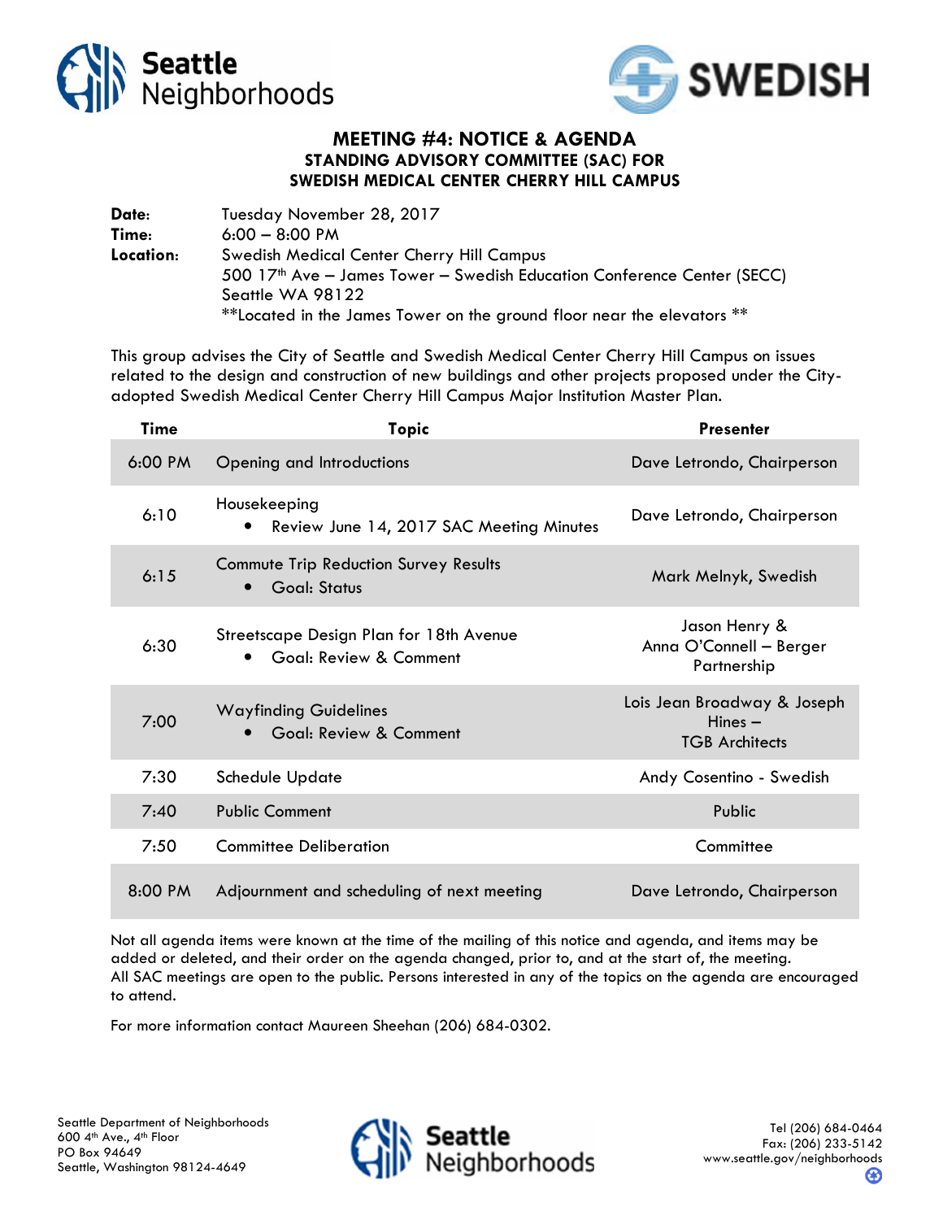# MEETING #4: NOTICE & AGENDA

## STANDING ADVISORY COMMITTEE (SAC) FOR SWEDISH MEDICAL CENTER CHERRY HILL CAMPUS

**Date:** Tuesday November 28, 2017

**Time:** 6:00 – 8:00 PM

**Location:** Swedish Medical Center Cherry Hill Campus
500 17th Ave – James Tower – Swedish Education Conference Center (SECC)
Seattle WA 98122
**Located in the James Tower on the ground floor near the elevators **

This group advises the City of Seattle and Swedish Medical Center Cherry Hill Campus on issues related to the design and construction of new buildings and other projects proposed under the City-adopted Swedish Medical Center Cherry Hill Campus Major Institution Master Plan.

| Time | Topic | Presenter |
|---|---|---|
| 6:00 PM | Opening and Introductions | Dave Letrondo, Chairperson |
| 6:10 | Housekeeping<br>• Review June 14, 2017 SAC Meeting Minutes | Dave Letrondo, Chairperson |
| 6:15 | Commute Trip Reduction Survey Results<br>• Goal: Status | Mark Melnyk, Swedish |
| 6:30 | Streetscape Design Plan for 18th Avenue<br>• Goal: Review & Comment | Jason Henry & Anna O'Connell – Berger Partnership |
| 7:00 | Wayfinding Guidelines<br>• Goal: Review & Comment | Lois Jean Broadway & Joseph Hines – TGB Architects |
| 7:30 | Schedule Update | Andy Cosentino - Swedish |
| 7:40 | Public Comment | Public |
| 7:50 | Committee Deliberation | Committee |
| 8:00 PM | Adjournment and scheduling of next meeting | Dave Letrondo, Chairperson |

Not all agenda items were known at the time of the mailing of this notice and agenda, and items may be added or deleted, and their order on the agenda changed, prior to, and at the start of, the meeting. All SAC meetings are open to the public. Persons interested in any of the topics on the agenda are encouraged to attend.

For more information contact Maureen Sheehan (206) 684-0302.

Seattle Department of Neighborhoods
600 4th Ave., 4th Floor
PO Box 94649
Seattle, Washington 98124-4649

Tel (206) 684-0464
Fax: (206) 233-5142
www.seattle.gov/neighborhoods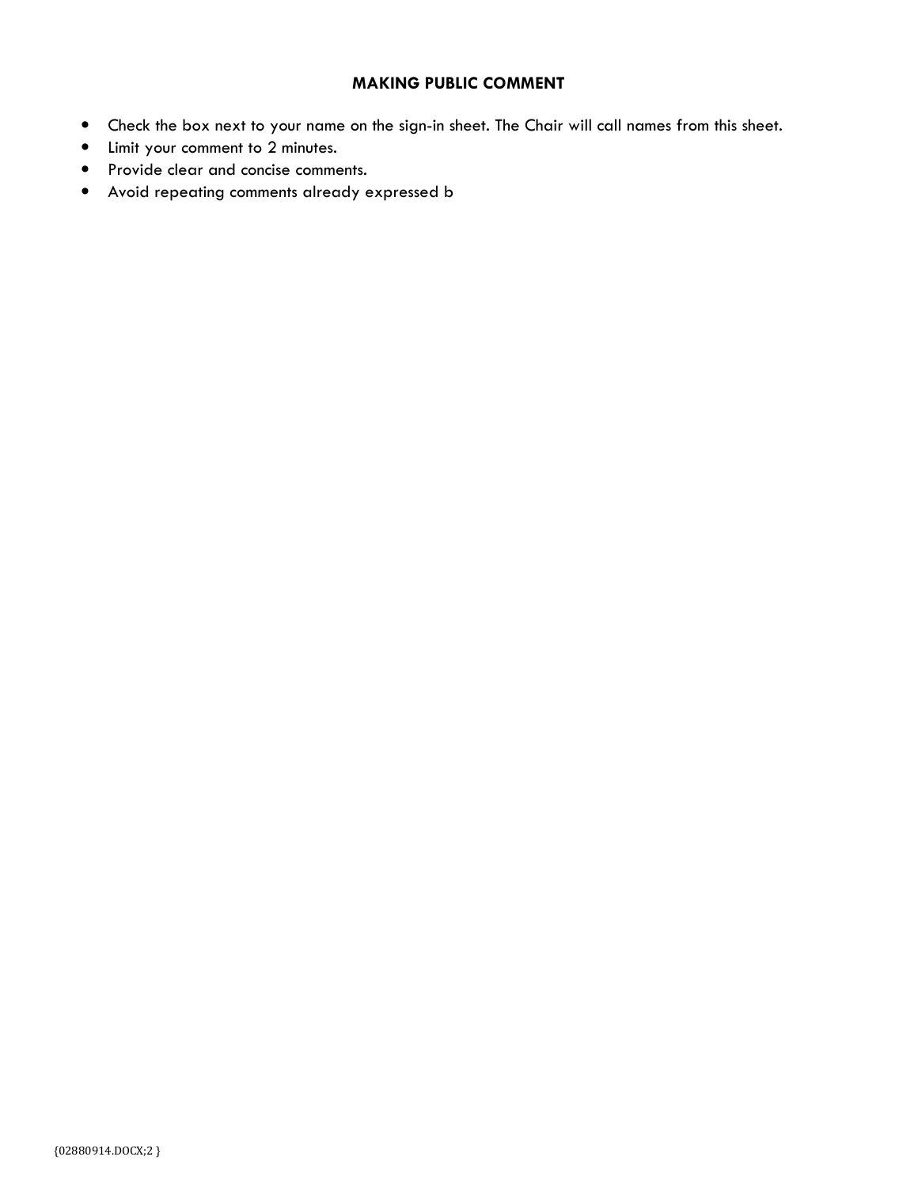**MAKING PUBLIC COMMENT**

- Check the box next to your name on the sign-in sheet. The Chair will call names from this sheet.
- Limit your comment to 2 minutes.
- Provide clear and concise comments.
- Avoid repeating comments already expressed b

{02880914.DOCX;2 }